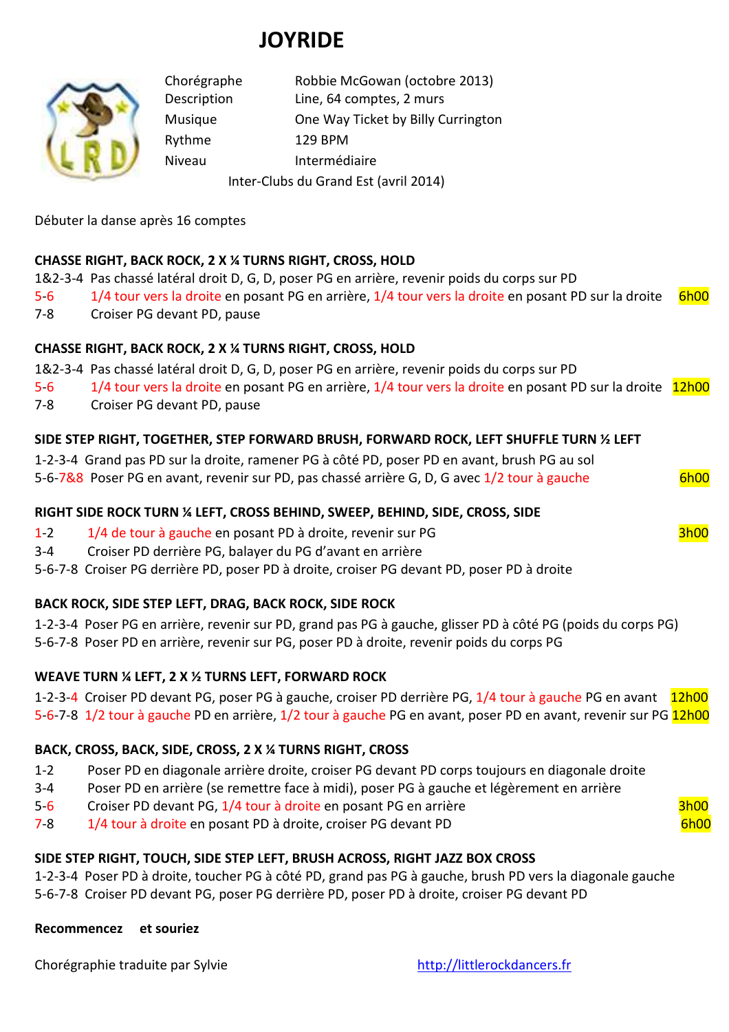# JOYRIDE

| | |
|---|---|
| Chorégraphe | Robbie McGowan (octobre 2013) |
| Description | Line, 64 comptes, 2 murs |
| Musique | One Way Ticket by Billy Currington |
| Rythme | 129 BPM |
| Niveau | Intermédiaire |

Inter-Clubs du Grand Est (avril 2014)

Débuter la danse après 16 comptes

**CHASSE RIGHT, BACK ROCK, 2 X ¼ TURNS RIGHT, CROSS, HOLD**

1&2-3-4 Pas chassé latéral droit D, G, D, poser PG en arrière, revenir poids du corps sur PD
5-6 1/4 tour vers la droite en posant PG en arrière, 1/4 tour vers la droite en posant PD sur la droite 6h00
7-8 Croiser PG devant PD, pause

**CHASSE RIGHT, BACK ROCK, 2 X ¼ TURNS RIGHT, CROSS, HOLD**

1&2-3-4 Pas chassé latéral droit D, G, D, poser PG en arrière, revenir poids du corps sur PD
5-6 1/4 tour vers la droite en posant PG en arrière, 1/4 tour vers la droite en posant PD sur la droite 12h00
7-8 Croiser PG devant PD, pause

**SIDE STEP RIGHT, TOGETHER, STEP FORWARD BRUSH, FORWARD ROCK, LEFT SHUFFLE TURN ½ LEFT**

1-2-3-4 Grand pas PD sur la droite, ramener PG à côté PD, poser PD en avant, brush PG au sol
5-6-7&8 Poser PG en avant, revenir sur PD, pas chassé arrière G, D, G avec 1/2 tour à gauche 6h00

**RIGHT SIDE ROCK TURN ¼ LEFT, CROSS BEHIND, SWEEP, BEHIND, SIDE, CROSS, SIDE**

1-2 1/4 de tour à gauche en posant PD à droite, revenir sur PG 3h00
3-4 Croiser PD derrière PG, balayer du PG d'avant en arrière
5-6-7-8 Croiser PG derrière PD, poser PD à droite, croiser PG devant PD, poser PD à droite

**BACK ROCK, SIDE STEP LEFT, DRAG, BACK ROCK, SIDE ROCK**

1-2-3-4 Poser PG en arrière, revenir sur PD, grand pas PG à gauche, glisser PD à côté PG (poids du corps PG)
5-6-7-8 Poser PD en arrière, revenir sur PG, poser PD à droite, revenir poids du corps PG

**WEAVE TURN ¼ LEFT, 2 X ½ TURNS LEFT, FORWARD ROCK**

1-2-3-4 Croiser PD devant PG, poser PG à gauche, croiser PD derrière PG, 1/4 tour à gauche PG en avant 12h00
5-6-7-8 1/2 tour à gauche PD en arrière, 1/2 tour à gauche PG en avant, poser PD en avant, revenir sur PG 12h00

**BACK, CROSS, BACK, SIDE, CROSS, 2 X ¼ TURNS RIGHT, CROSS**

1-2 Poser PD en diagonale arrière droite, croiser PG devant PD corps toujours en diagonale droite
3-4 Poser PD en arrière (se remettre face à midi), poser PG à gauche et légèrement en arrière
5-6 Croiser PD devant PG, 1/4 tour à droite en posant PG en arrière 3h00
7-8 1/4 tour à droite en posant PD à droite, croiser PG devant PD 6h00

**SIDE STEP RIGHT, TOUCH, SIDE STEP LEFT, BRUSH ACROSS, RIGHT JAZZ BOX CROSS**

1-2-3-4 Poser PD à droite, toucher PG à côté PD, grand pas PG à gauche, brush PD vers la diagonale gauche
5-6-7-8 Croiser PD devant PG, poser PG derrière PD, poser PD à droite, croiser PG devant PD

**Recommencez et souriez**

Chorégraphie traduite par Sylvie

http://littlerockdancers.fr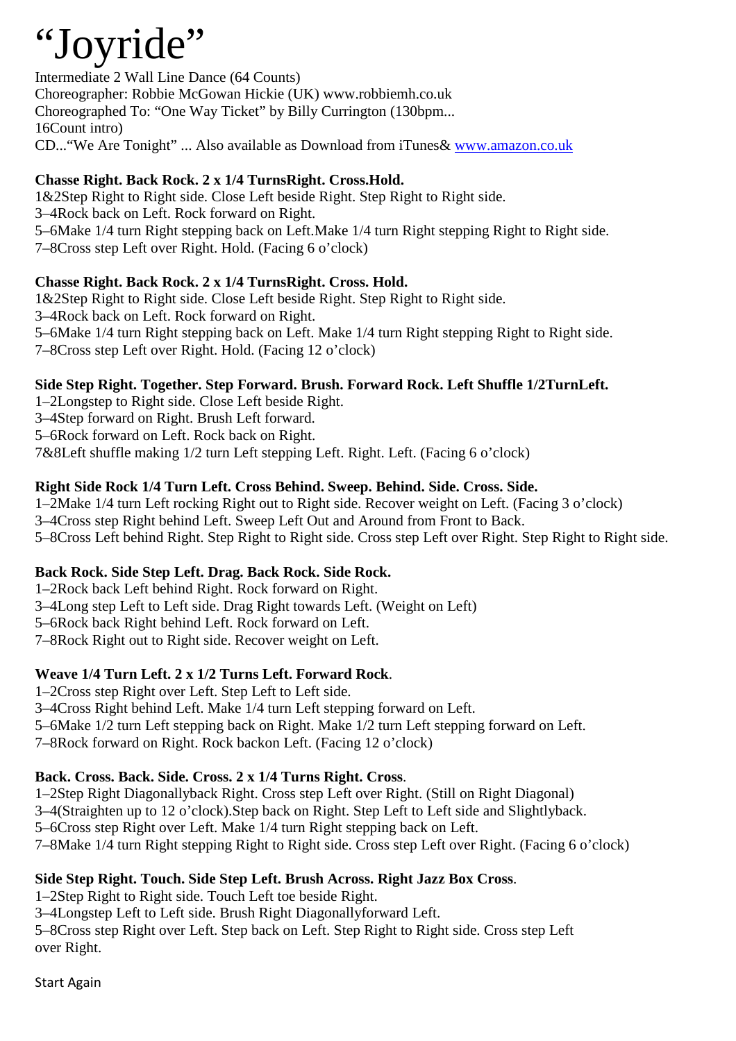# “Joyride”

Intermediate 2 Wall Line Dance (64 Counts)
Choreographer: Robbie McGowan Hickie (UK) www.robbiemh.co.uk
Choreographed To: “One Way Ticket” by Billy Currington (130bpm...
16Count intro)
CD...“We Are Tonight” ... Also available as Download from iTunes& [www.amazon.co.uk](http://www.amazon.co.uk)

**Chasse Right. Back Rock. 2 x 1/4 TurnsRight. Cross.Hold.**
1&2Step Right to Right side. Close Left beside Right. Step Right to Right side.
3–4Rock back on Left. Rock forward on Right.
5–6Make 1/4 turn Right stepping back on Left.Make 1/4 turn Right stepping Right to Right side.
7–8Cross step Left over Right. Hold. (Facing 6 o’clock)

**Chasse Right. Back Rock. 2 x 1/4 TurnsRight. Cross. Hold.**
1&2Step Right to Right side. Close Left beside Right. Step Right to Right side.
3–4Rock back on Left. Rock forward on Right.
5–6Make 1/4 turn Right stepping back on Left. Make 1/4 turn Right stepping Right to Right side.
7–8Cross step Left over Right. Hold. (Facing 12 o’clock)

**Side Step Right. Together. Step Forward. Brush. Forward Rock. Left Shuffle 1/2TurnLeft.**
1–2Longstep to Right side. Close Left beside Right.
3–4Step forward on Right. Brush Left forward.
5–6Rock forward on Left. Rock back on Right.
7&8Left shuffle making 1/2 turn Left stepping Left. Right. Left. (Facing 6 o’clock)

**Right Side Rock 1/4 Turn Left. Cross Behind. Sweep. Behind. Side. Cross. Side.**
1–2Make 1/4 turn Left rocking Right out to Right side. Recover weight on Left. (Facing 3 o’clock)
3–4Cross step Right behind Left. Sweep Left Out and Around from Front to Back.
5–8Cross Left behind Right. Step Right to Right side. Cross step Left over Right. Step Right to Right side.

**Back Rock. Side Step Left. Drag. Back Rock. Side Rock.**
1–2Rock back Left behind Right. Rock forward on Right.
3–4Long step Left to Left side. Drag Right towards Left. (Weight on Left)
5–6Rock back Right behind Left. Rock forward on Left.
7–8Rock Right out to Right side. Recover weight on Left.

**Weave 1/4 Turn Left. 2 x 1/2 Turns Left. Forward Rock**.
1–2Cross step Right over Left. Step Left to Left side.
3–4Cross Right behind Left. Make 1/4 turn Left stepping forward on Left.
5–6Make 1/2 turn Left stepping back on Right. Make 1/2 turn Left stepping forward on Left.
7–8Rock forward on Right. Rock backon Left. (Facing 12 o’clock)

**Back. Cross. Back. Side. Cross. 2 x 1/4 Turns Right. Cross**.
1–2Step Right Diagonallyback Right. Cross step Left over Right. (Still on Right Diagonal)
3–4(Straighten up to 12 o’clock).Step back on Right. Step Left to Left side and Slightlyback.
5–6Cross step Right over Left. Make 1/4 turn Right stepping back on Left.
7–8Make 1/4 turn Right stepping Right to Right side. Cross step Left over Right. (Facing 6 o’clock)

**Side Step Right. Touch. Side Step Left. Brush Across. Right Jazz Box Cross**.
1–2Step Right to Right side. Touch Left toe beside Right.
3–4Longstep Left to Left side. Brush Right Diagonallyforward Left.
5–8Cross step Right over Left. Step back on Left. Step Right to Right side. Cross step Left over Right.

Start Again